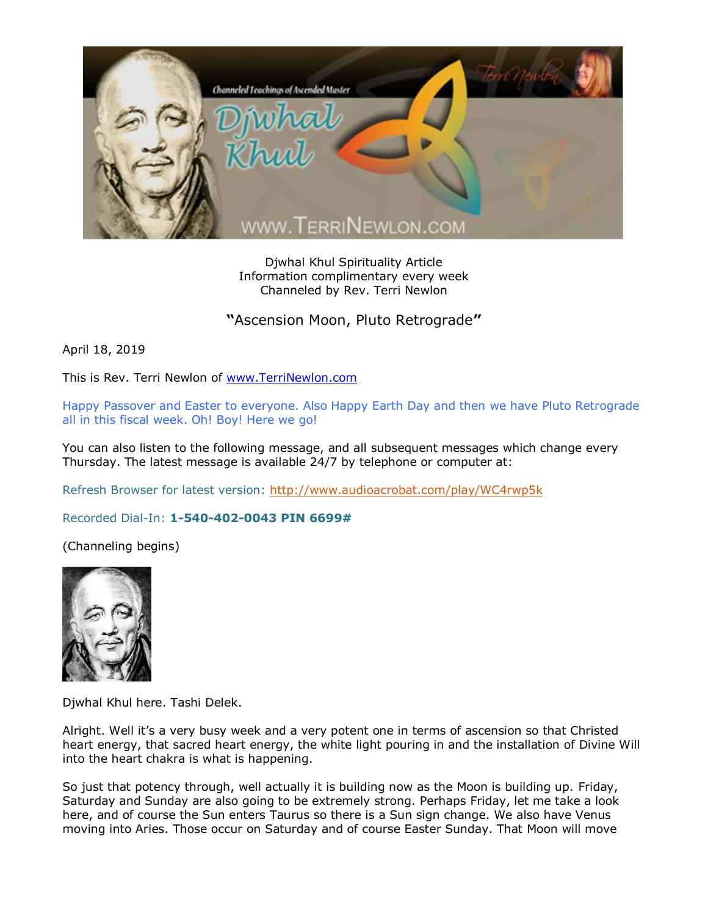Djwhal Khul Spirituality Article
Information complimentary every week
Channeled by Rev. Terri Newlon

## "Ascension Moon, Pluto Retrograde"

April 18, 2019

This is Rev. Terri Newlon of www.TerriNewlon.com

Happy Passover and Easter to everyone. Also Happy Earth Day and then we have Pluto Retrograde all in this fiscal week. Oh! Boy! Here we go!

You can also listen to the following message, and all subsequent messages which change every Thursday. The latest message is available 24/7 by telephone or computer at:

Refresh Browser for latest version: http://www.audioacrobat.com/play/WC4rwp5k

Recorded Dial-In: **1-540-402-0043 PIN 6699#**

(Channeling begins)

Djwhal Khul here. Tashi Delek.

Alright. Well it's a very busy week and a very potent one in terms of ascension so that Christed heart energy, that sacred heart energy, the white light pouring in and the installation of Divine Will into the heart chakra is what is happening.

So just that potency through, well actually it is building now as the Moon is building up. Friday, Saturday and Sunday are also going to be extremely strong. Perhaps Friday, let me take a look here, and of course the Sun enters Taurus so there is a Sun sign change. We also have Venus moving into Aries. Those occur on Saturday and of course Easter Sunday. That Moon will move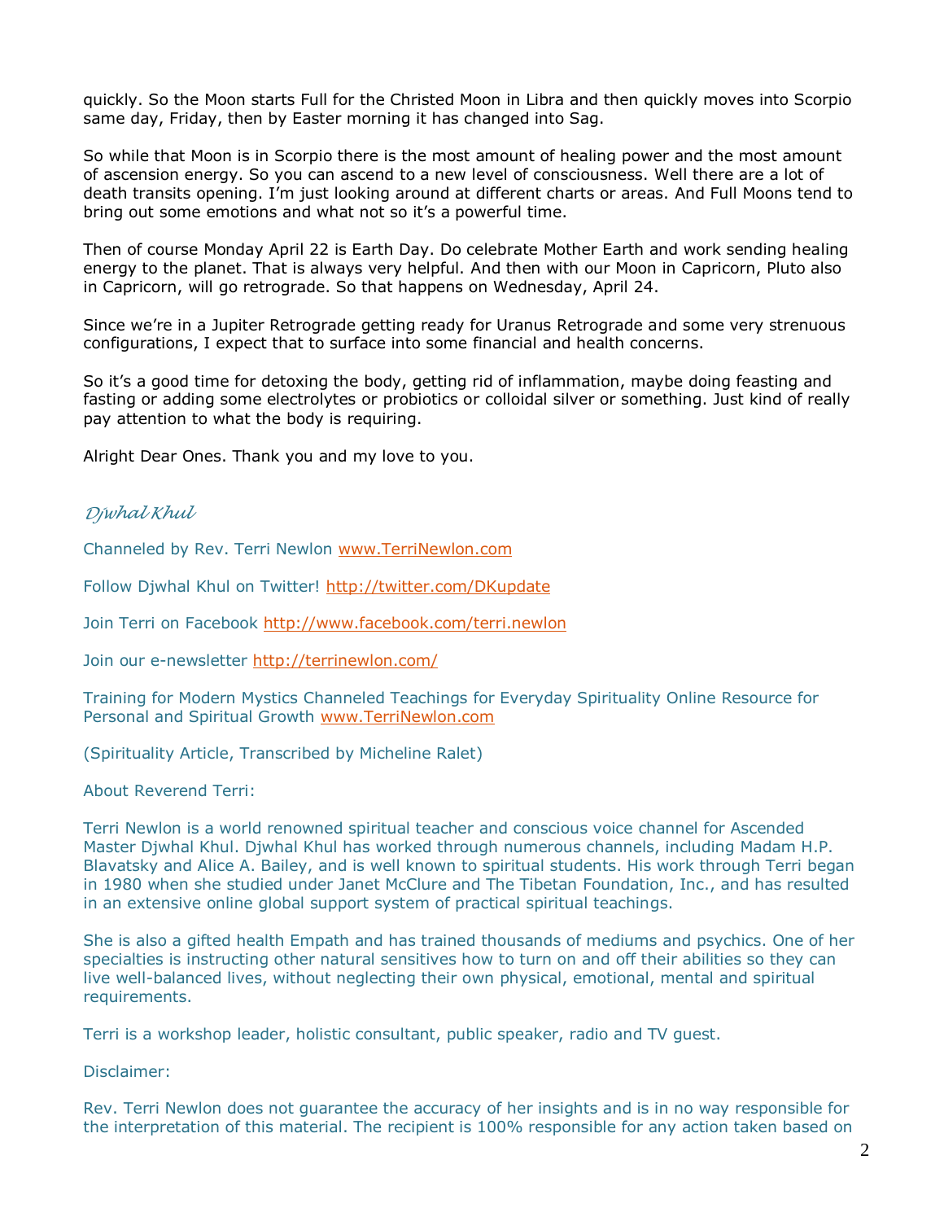quickly. So the Moon starts Full for the Christed Moon in Libra and then quickly moves into Scorpio same day, Friday, then by Easter morning it has changed into Sag.

So while that Moon is in Scorpio there is the most amount of healing power and the most amount of ascension energy. So you can ascend to a new level of consciousness. Well there are a lot of death transits opening. I'm just looking around at different charts or areas. And Full Moons tend to bring out some emotions and what not so it's a powerful time.

Then of course Monday April 22 is Earth Day. Do celebrate Mother Earth and work sending healing energy to the planet. That is always very helpful. And then with our Moon in Capricorn, Pluto also in Capricorn, will go retrograde. So that happens on Wednesday, April 24.

Since we're in a Jupiter Retrograde getting ready for Uranus Retrograde and some very strenuous configurations, I expect that to surface into some financial and health concerns.

So it's a good time for detoxing the body, getting rid of inflammation, maybe doing feasting and fasting or adding some electrolytes or probiotics or colloidal silver or something. Just kind of really pay attention to what the body is requiring.

Alright Dear Ones. Thank you and my love to you.

*Djwhal Khul*

Channeled by Rev. Terri Newlon www.TerriNewlon.com

Follow Djwhal Khul on Twitter! http://twitter.com/DKupdate

Join Terri on Facebook http://www.facebook.com/terri.newlon

Join our e-newsletter http://terrinewlon.com/

Training for Modern Mystics Channeled Teachings for Everyday Spirituality Online Resource for Personal and Spiritual Growth www.TerriNewlon.com

(Spirituality Article, Transcribed by Micheline Ralet)

About Reverend Terri:

Terri Newlon is a world renowned spiritual teacher and conscious voice channel for Ascended Master Djwhal Khul. Djwhal Khul has worked through numerous channels, including Madam H.P. Blavatsky and Alice A. Bailey, and is well known to spiritual students. His work through Terri began in 1980 when she studied under Janet McClure and The Tibetan Foundation, Inc., and has resulted in an extensive online global support system of practical spiritual teachings.

She is also a gifted health Empath and has trained thousands of mediums and psychics. One of her specialties is instructing other natural sensitives how to turn on and off their abilities so they can live well-balanced lives, without neglecting their own physical, emotional, mental and spiritual requirements.

Terri is a workshop leader, holistic consultant, public speaker, radio and TV guest.

Disclaimer:

Rev. Terri Newlon does not guarantee the accuracy of her insights and is in no way responsible for the interpretation of this material. The recipient is 100% responsible for any action taken based on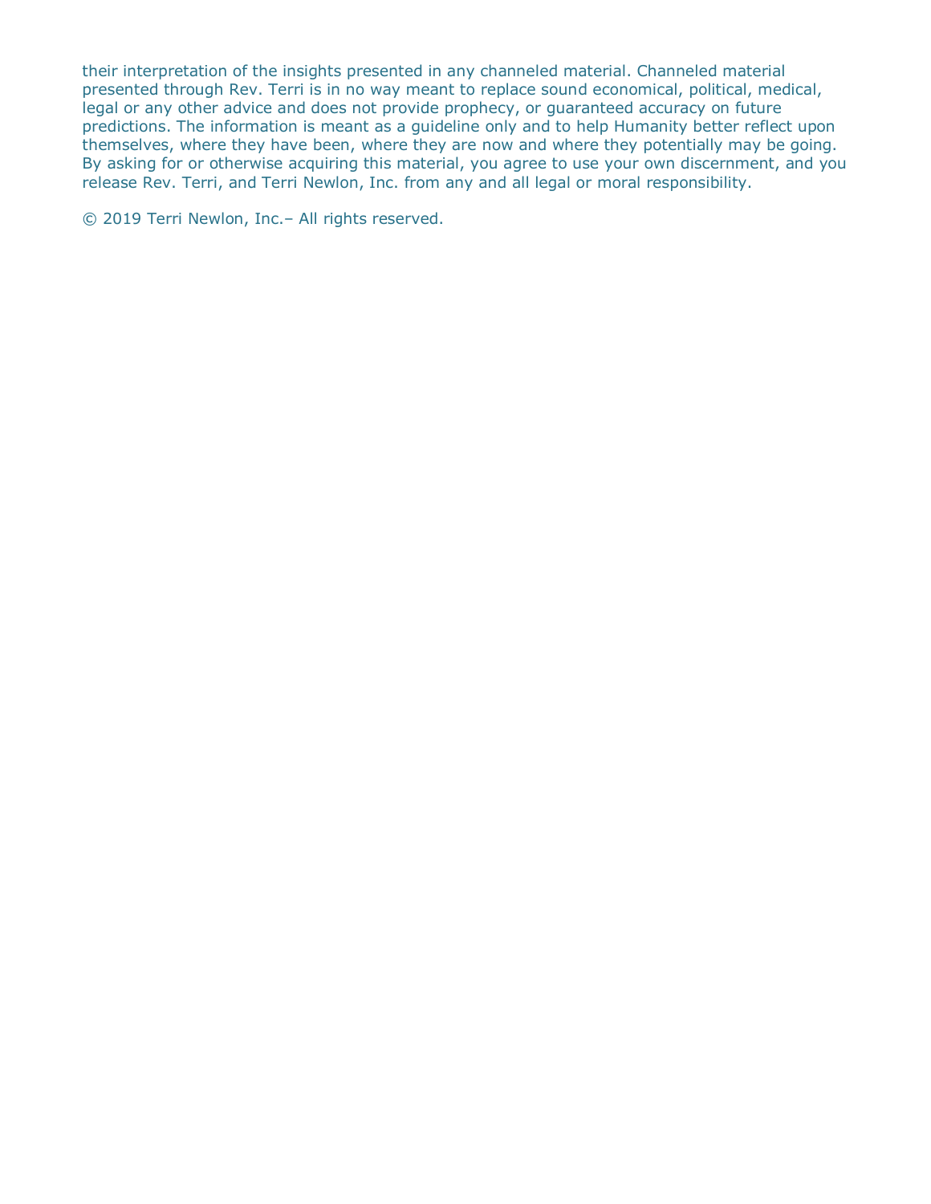their interpretation of the insights presented in any channeled material. Channeled material presented through Rev. Terri is in no way meant to replace sound economical, political, medical, legal or any other advice and does not provide prophecy, or guaranteed accuracy on future predictions. The information is meant as a guideline only and to help Humanity better reflect upon themselves, where they have been, where they are now and where they potentially may be going. By asking for or otherwise acquiring this material, you agree to use your own discernment, and you release Rev. Terri, and Terri Newlon, Inc. from any and all legal or moral responsibility.

© 2019 Terri Newlon, Inc.– All rights reserved.